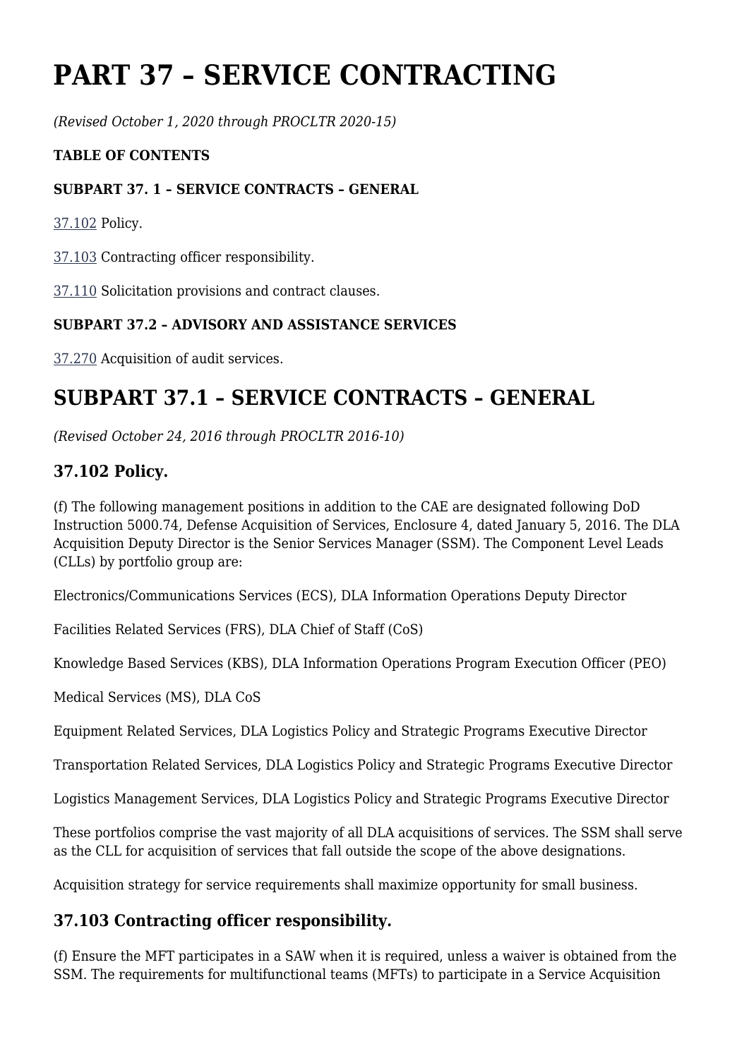# PART 37 – SERVICE CONTRACTING

*(Revised October 1, 2020 through PROCLTR 2020-15)*

**TABLE OF CONTENTS**

**SUBPART 37. 1 – SERVICE CONTRACTS – GENERAL**

37.102 Policy.

37.103 Contracting officer responsibility.

37.110 Solicitation provisions and contract clauses.

**SUBPART 37.2 – ADVISORY AND ASSISTANCE SERVICES**

37.270 Acquisition of audit services.

## SUBPART 37.1 – SERVICE CONTRACTS – GENERAL

*(Revised October 24, 2016 through PROCLTR 2016-10)*

### 37.102 Policy.

(f) The following management positions in addition to the CAE are designated following DoD Instruction 5000.74, Defense Acquisition of Services, Enclosure 4, dated January 5, 2016. The DLA Acquisition Deputy Director is the Senior Services Manager (SSM). The Component Level Leads (CLLs) by portfolio group are:

Electronics/Communications Services (ECS), DLA Information Operations Deputy Director

Facilities Related Services (FRS), DLA Chief of Staff (CoS)

Knowledge Based Services (KBS), DLA Information Operations Program Execution Officer (PEO)

Medical Services (MS), DLA CoS

Equipment Related Services, DLA Logistics Policy and Strategic Programs Executive Director

Transportation Related Services, DLA Logistics Policy and Strategic Programs Executive Director

Logistics Management Services, DLA Logistics Policy and Strategic Programs Executive Director

These portfolios comprise the vast majority of all DLA acquisitions of services. The SSM shall serve as the CLL for acquisition of services that fall outside the scope of the above designations.

Acquisition strategy for service requirements shall maximize opportunity for small business.

### 37.103 Contracting officer responsibility.

(f) Ensure the MFT participates in a SAW when it is required, unless a waiver is obtained from the SSM. The requirements for multifunctional teams (MFTs) to participate in a Service Acquisition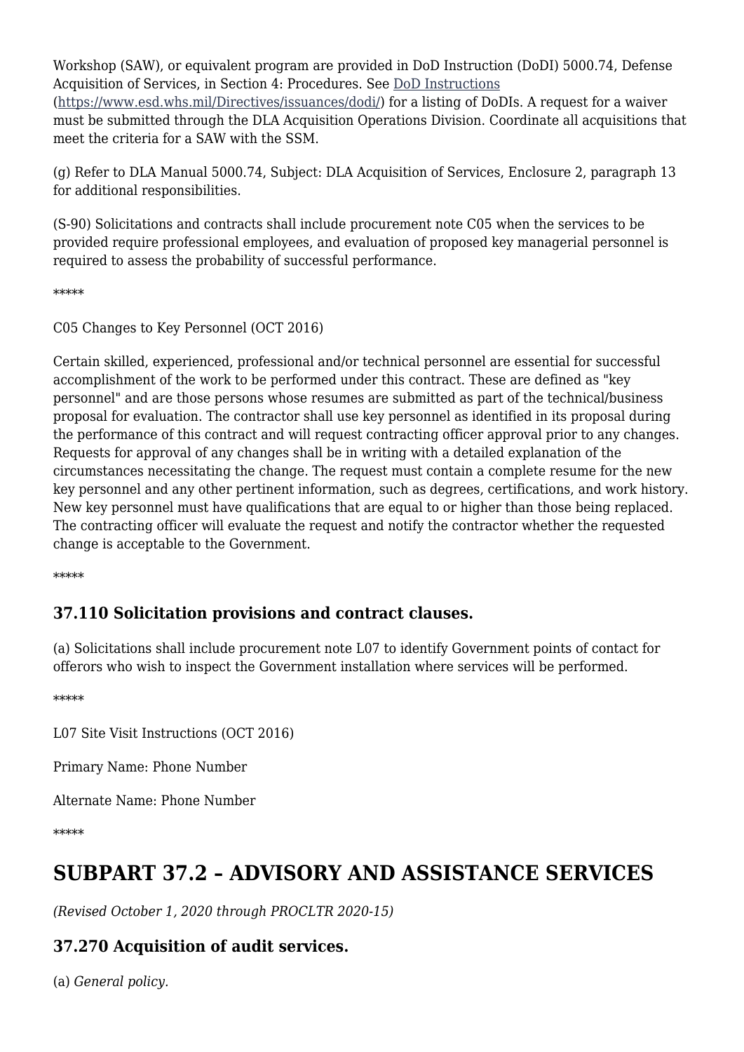Workshop (SAW), or equivalent program are provided in DoD Instruction (DoDI) 5000.74, Defense Acquisition of Services, in Section 4: Procedures. See [DoD Instructions](https://www.esd.whs.mil/Directives/issuances/dodi/) (https://www.esd.whs.mil/Directives/issuances/dodi/) for a listing of DoDIs. A request for a waiver must be submitted through the DLA Acquisition Operations Division. Coordinate all acquisitions that meet the criteria for a SAW with the SSM.

(g) Refer to DLA Manual 5000.74, Subject: DLA Acquisition of Services, Enclosure 2, paragraph 13 for additional responsibilities.

(S-90) Solicitations and contracts shall include procurement note C05 when the services to be provided require professional employees, and evaluation of proposed key managerial personnel is required to assess the probability of successful performance.

*****

C05 Changes to Key Personnel (OCT 2016)

Certain skilled, experienced, professional and/or technical personnel are essential for successful accomplishment of the work to be performed under this contract. These are defined as "key personnel" and are those persons whose resumes are submitted as part of the technical/business proposal for evaluation. The contractor shall use key personnel as identified in its proposal during the performance of this contract and will request contracting officer approval prior to any changes. Requests for approval of any changes shall be in writing with a detailed explanation of the circumstances necessitating the change. The request must contain a complete resume for the new key personnel and any other pertinent information, such as degrees, certifications, and work history. New key personnel must have qualifications that are equal to or higher than those being replaced. The contracting officer will evaluate the request and notify the contractor whether the requested change is acceptable to the Government.

*****

### 37.110 Solicitation provisions and contract clauses.

(a) Solicitations shall include procurement note L07 to identify Government points of contact for offerors who wish to inspect the Government installation where services will be performed.

*****

L07 Site Visit Instructions (OCT 2016)

Primary Name: Phone Number

Alternate Name: Phone Number

*****

## SUBPART 37.2 – ADVISORY AND ASSISTANCE SERVICES

*(Revised October 1, 2020 through PROCLTR 2020-15)*

### 37.270 Acquisition of audit services.

(a) *General policy.*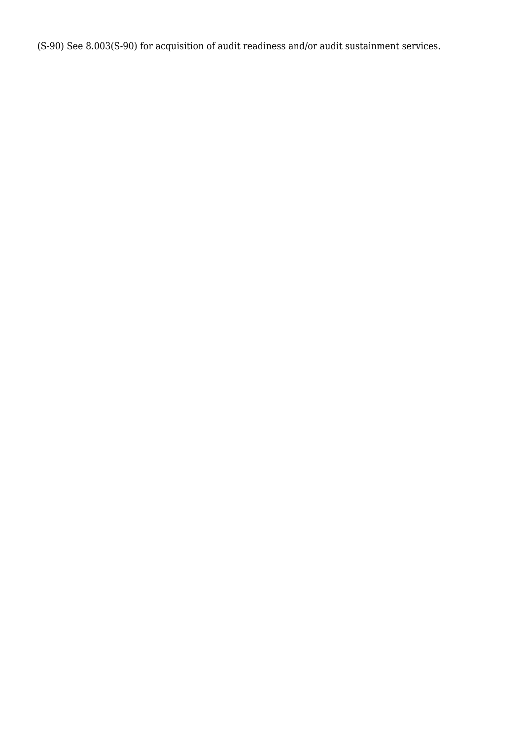(S-90) See 8.003(S-90) for acquisition of audit readiness and/or audit sustainment services.